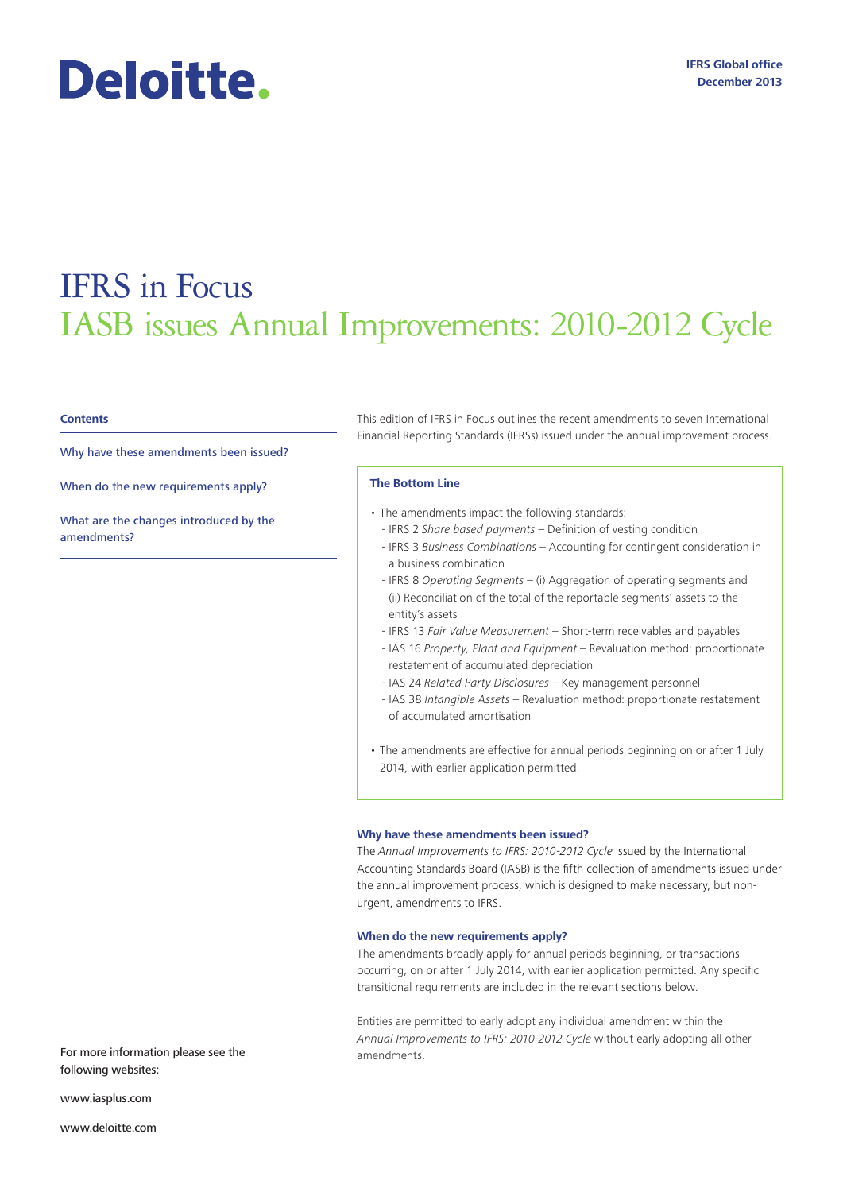Deloitte.

IFRS Global office
December 2013

# IFRS in Focus
## IASB issues Annual Improvements: 2010-2012 Cycle

**Contents**

Why have these amendments been issued?

When do the new requirements apply?

What are the changes introduced by the amendments?

This edition of IFRS in Focus outlines the recent amendments to seven International Financial Reporting Standards (IFRSs) issued under the annual improvement process.

**The Bottom Line**

- The amendments impact the following standards:
  - IFRS 2 *Share based payments* – Definition of vesting condition
  - IFRS 3 *Business Combinations* – Accounting for contingent consideration in a business combination
  - IFRS 8 *Operating Segments* – (i) Aggregation of operating segments and (ii) Reconciliation of the total of the reportable segments' assets to the entity's assets
  - IFRS 13 *Fair Value Measurement* – Short-term receivables and payables
  - IAS 16 *Property, Plant and Equipment* – Revaluation method: proportionate restatement of accumulated depreciation
  - IAS 24 *Related Party Disclosures* – Key management personnel
  - IAS 38 *Intangible Assets* – Revaluation method: proportionate restatement of accumulated amortisation
- The amendments are effective for annual periods beginning on or after 1 July 2014, with earlier application permitted.

### Why have these amendments been issued?

The *Annual Improvements to IFRS: 2010-2012 Cycle* issued by the International Accounting Standards Board (IASB) is the fifth collection of amendments issued under the annual improvement process, which is designed to make necessary, but non-urgent, amendments to IFRS.

### When do the new requirements apply?

The amendments broadly apply for annual periods beginning, or transactions occurring, on or after 1 July 2014, with earlier application permitted. Any specific transitional requirements are included in the relevant sections below.

Entities are permitted to early adopt any individual amendment within the *Annual Improvements to IFRS: 2010-2012 Cycle* without early adopting all other amendments.

For more information please see the following websites:

www.iasplus.com

www.deloitte.com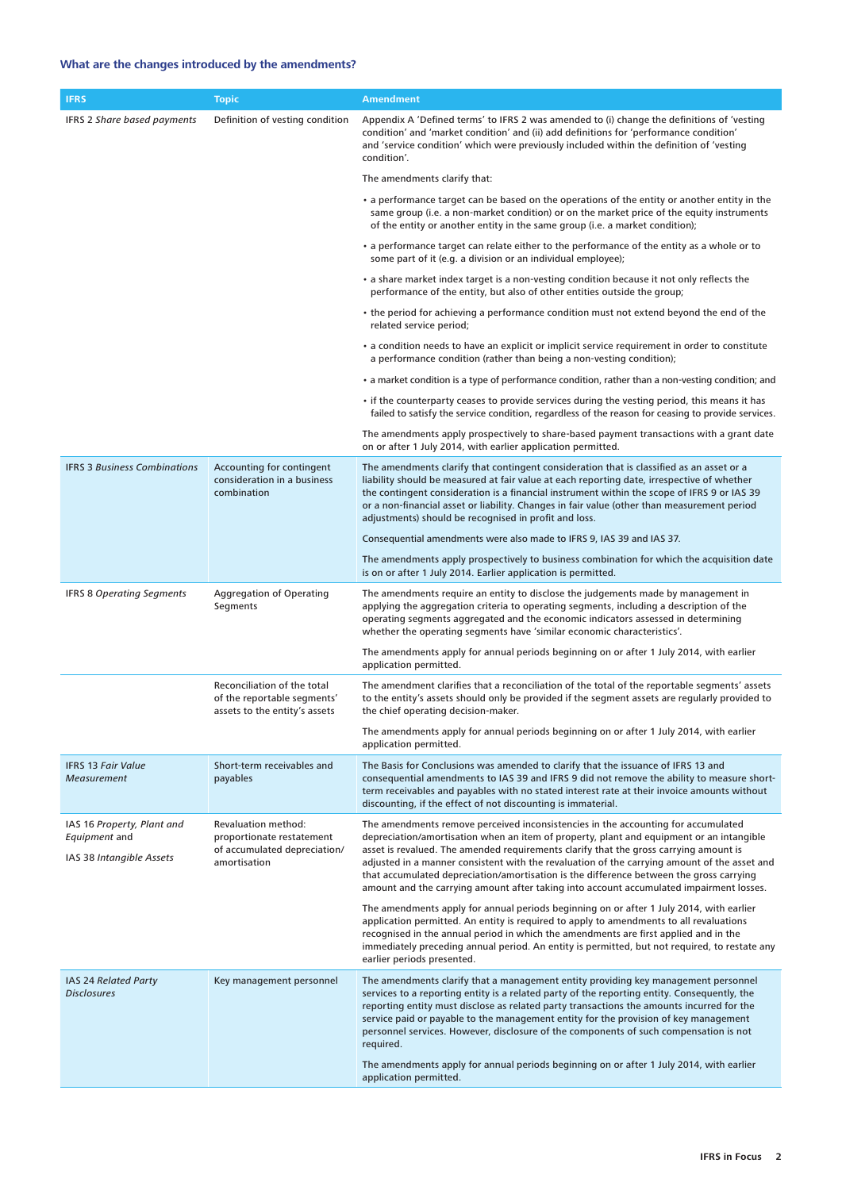### What are the changes introduced by the amendments?

| IFRS | Topic | Amendment |
|---|---|---|
| IFRS 2 *Share based payments* | Definition of vesting condition | Appendix A 'Defined terms' to IFRS 2 was amended to (i) change the definitions of 'vesting condition' and 'market condition' and (ii) add definitions for 'performance condition' and 'service condition' which were previously included within the definition of 'vesting condition'.<br><br>The amendments clarify that:<br><br>• a performance target can be based on the operations of the entity or another entity in the same group (i.e. a non-market condition) or on the market price of the equity instruments of the entity or another entity in the same group (i.e. a market condition);<br><br>• a performance target can relate either to the performance of the entity as a whole or to some part of it (e.g. a division or an individual employee);<br><br>• a share market index target is a non-vesting condition because it not only reflects the performance of the entity, but also of other entities outside the group;<br><br>• the period for achieving a performance condition must not extend beyond the end of the related service period;<br><br>• a condition needs to have an explicit or implicit service requirement in order to constitute a performance condition (rather than being a non-vesting condition);<br><br>• a market condition is a type of performance condition, rather than a non-vesting condition; and<br><br>• if the counterparty ceases to provide services during the vesting period, this means it has failed to satisfy the service condition, regardless of the reason for ceasing to provide services.<br><br>The amendments apply prospectively to share-based payment transactions with a grant date on or after 1 July 2014, with earlier application permitted. |
| IFRS 3 *Business Combinations* | Accounting for contingent consideration in a business combination | The amendments clarify that contingent consideration that is classified as an asset or a liability should be measured at fair value at each reporting date, irrespective of whether the contingent consideration is a financial instrument within the scope of IFRS 9 or IAS 39 or a non-financial asset or liability. Changes in fair value (other than measurement period adjustments) should be recognised in profit and loss.<br><br>Consequential amendments were also made to IFRS 9, IAS 39 and IAS 37.<br><br>The amendments apply prospectively to business combination for which the acquisition date is on or after 1 July 2014. Earlier application is permitted. |
| IFRS 8 *Operating Segments* | Aggregation of Operating Segments | The amendments require an entity to disclose the judgements made by management in applying the aggregation criteria to operating segments, including a description of the operating segments aggregated and the economic indicators assessed in determining whether the operating segments have 'similar economic characteristics'.<br><br>The amendments apply for annual periods beginning on or after 1 July 2014, with earlier application permitted. |
| | Reconciliation of the total of the reportable segments' assets to the entity's assets | The amendment clarifies that a reconciliation of the total of the reportable segments' assets to the entity's assets should only be provided if the segment assets are regularly provided to the chief operating decision-maker.<br><br>The amendments apply for annual periods beginning on or after 1 July 2014, with earlier application permitted. |
| IFRS 13 *Fair Value Measurement* | Short-term receivables and payables | The Basis for Conclusions was amended to clarify that the issuance of IFRS 13 and consequential amendments to IAS 39 and IFRS 9 did not remove the ability to measure short-term receivables and payables with no stated interest rate at their invoice amounts without discounting, if the effect of not discounting is immaterial. |
| IAS 16 *Property, Plant and Equipment* and<br><br>IAS 38 *Intangible Assets* | Revaluation method: proportionate restatement of accumulated depreciation/ amortisation | The amendments remove perceived inconsistencies in the accounting for accumulated depreciation/amortisation when an item of property, plant and equipment or an intangible asset is revalued. The amended requirements clarify that the gross carrying amount is adjusted in a manner consistent with the revaluation of the carrying amount of the asset and that accumulated depreciation/amortisation is the difference between the gross carrying amount and the carrying amount after taking into account accumulated impairment losses.<br><br>The amendments apply for annual periods beginning on or after 1 July 2014, with earlier application permitted. An entity is required to apply to amendments to all revaluations recognised in the annual period in which the amendments are first applied and in the immediately preceding annual period. An entity is permitted, but not required, to restate any earlier periods presented. |
| IAS 24 *Related Party Disclosures* | Key management personnel | The amendments clarify that a management entity providing key management personnel services to a reporting entity is a related party of the reporting entity. Consequently, the reporting entity must disclose as related party transactions the amounts incurred for the service paid or payable to the management entity for the provision of key management personnel services. However, disclosure of the components of such compensation is not required.<br><br>The amendments apply for annual periods beginning on or after 1 July 2014, with earlier application permitted. |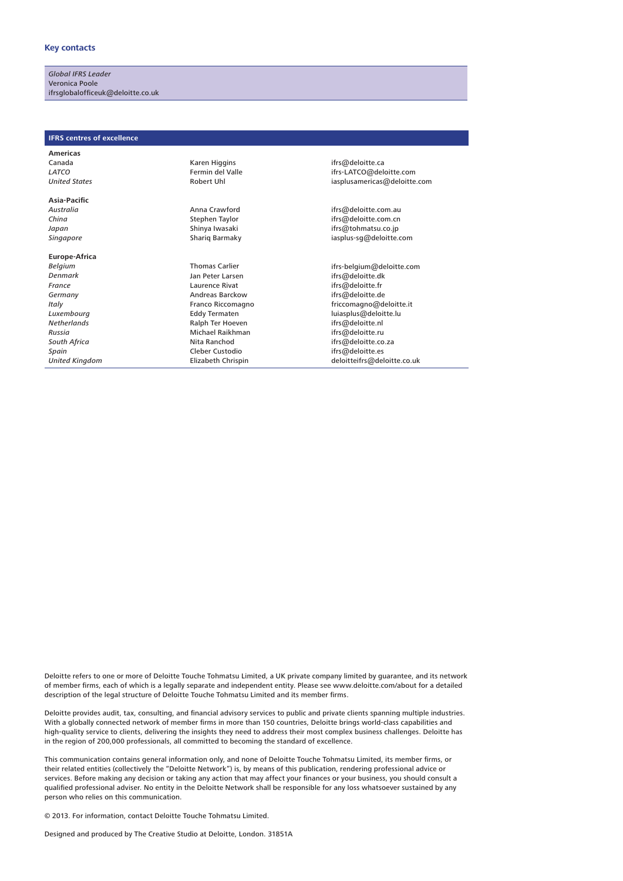### Key contacts

*Global IFRS Leader*
Veronica Poole
ifrsglobalofficeuk@deloitte.co.uk

| IFRS centres of excellence | | |
|---|---|---|
| **Americas** | | |
| Canada | Karen Higgins | ifrs@deloitte.ca |
| *LATCO* | Fermin del Valle | ifrs-LATCO@deloitte.com |
| *United States* | Robert Uhl | iasplusamericas@deloitte.com |
| **Asia-Pacific** | | |
| *Australia* | Anna Crawford | ifrs@deloitte.com.au |
| *China* | Stephen Taylor | ifrs@deloitte.com.cn |
| *Japan* | Shinya Iwasaki | ifrs@tohmatsu.co.jp |
| *Singapore* | Shariq Barmaky | iasplus-sg@deloitte.com |
| **Europe-Africa** | | |
| *Belgium* | Thomas Carlier | ifrs-belgium@deloitte.com |
| *Denmark* | Jan Peter Larsen | ifrs@deloitte.dk |
| *France* | Laurence Rivat | ifrs@deloitte.fr |
| *Germany* | Andreas Barckow | ifrs@deloitte.de |
| *Italy* | Franco Riccomagno | friccomagno@deloitte.it |
| *Luxembourg* | Eddy Termaten | luiasplus@deloitte.lu |
| *Netherlands* | Ralph Ter Hoeven | ifrs@deloitte.nl |
| *Russia* | Michael Raikhman | ifrs@deloitte.ru |
| *South Africa* | Nita Ranchod | ifrs@deloitte.co.za |
| *Spain* | Cleber Custodio | ifrs@deloitte.es |
| *United Kingdom* | Elizabeth Chrispin | deloitteifrs@deloitte.co.uk |

Deloitte refers to one or more of Deloitte Touche Tohmatsu Limited, a UK private company limited by guarantee, and its network of member firms, each of which is a legally separate and independent entity. Please see www.deloitte.com/about for a detailed description of the legal structure of Deloitte Touche Tohmatsu Limited and its member firms.

Deloitte provides audit, tax, consulting, and financial advisory services to public and private clients spanning multiple industries. With a globally connected network of member firms in more than 150 countries, Deloitte brings world-class capabilities and high-quality service to clients, delivering the insights they need to address their most complex business challenges. Deloitte has in the region of 200,000 professionals, all committed to becoming the standard of excellence.

This communication contains general information only, and none of Deloitte Touche Tohmatsu Limited, its member firms, or their related entities (collectively the "Deloitte Network") is, by means of this publication, rendering professional advice or services. Before making any decision or taking any action that may affect your finances or your business, you should consult a qualified professional adviser. No entity in the Deloitte Network shall be responsible for any loss whatsoever sustained by any person who relies on this communication.

© 2013. For information, contact Deloitte Touche Tohmatsu Limited.

Designed and produced by The Creative Studio at Deloitte, London. 31851A